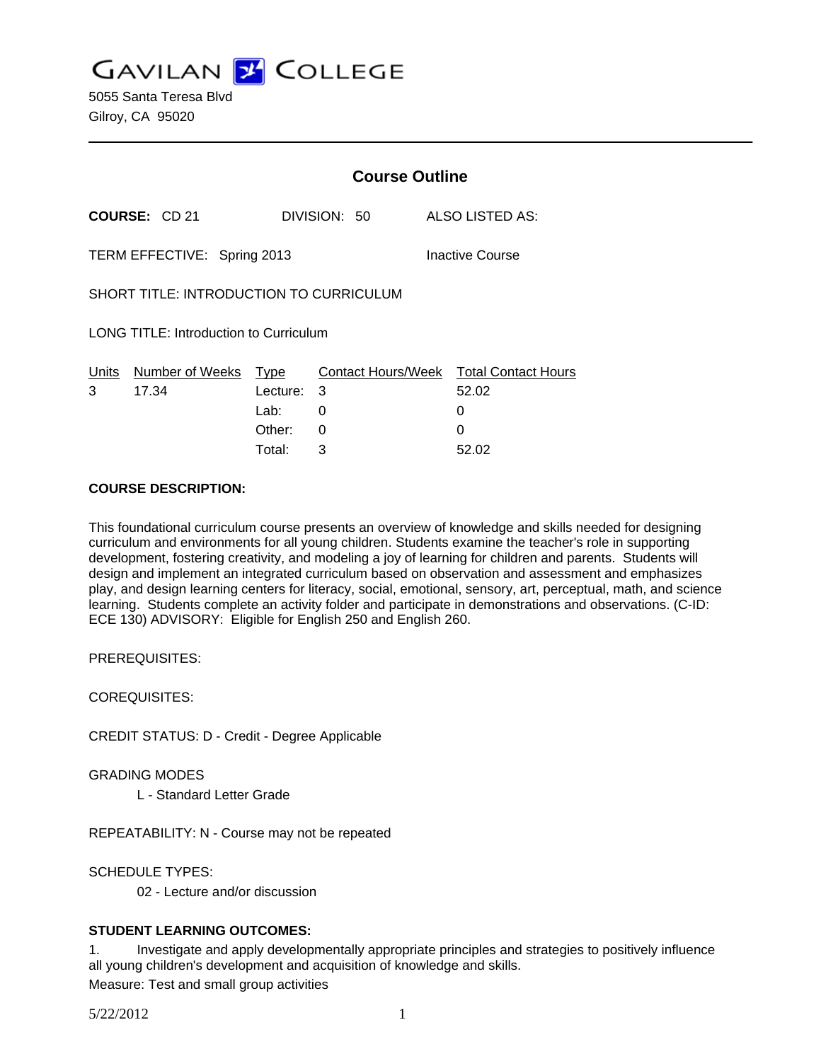# GAVILAN COLLEGE

5055 Santa Teresa Blvd
Gilroy, CA 95020

## Course Outline

**COURSE:** CD 21 DIVISION: 50 ALSO LISTED AS:

TERM EFFECTIVE: Spring 2013 Inactive Course

SHORT TITLE: INTRODUCTION TO CURRICULUM

LONG TITLE: Introduction to Curriculum

| Units | Number of Weeks | Type | Contact Hours/Week | Total Contact Hours |
|---|---|---|---|---|
| 3 | 17.34 | Lecture: | 3 | 52.02 |
| | | Lab: | 0 | 0 |
| | | Other: | 0 | 0 |
| | | Total: | 3 | 52.02 |

**COURSE DESCRIPTION:**

This foundational curriculum course presents an overview of knowledge and skills needed for designing curriculum and environments for all young children. Students examine the teacher's role in supporting development, fostering creativity, and modeling a joy of learning for children and parents. Students will design and implement an integrated curriculum based on observation and assessment and emphasizes play, and design learning centers for literacy, social, emotional, sensory, art, perceptual, math, and science learning. Students complete an activity folder and participate in demonstrations and observations. (C-ID: ECE 130) ADVISORY: Eligible for English 250 and English 260.

PREREQUISITES:

COREQUISITES:

CREDIT STATUS: D - Credit - Degree Applicable

GRADING MODES

L - Standard Letter Grade

REPEATABILITY: N - Course may not be repeated

SCHEDULE TYPES:

02 - Lecture and/or discussion

**STUDENT LEARNING OUTCOMES:**

1. Investigate and apply developmentally appropriate principles and strategies to positively influence all young children's development and acquisition of knowledge and skills.

Measure: Test and small group activities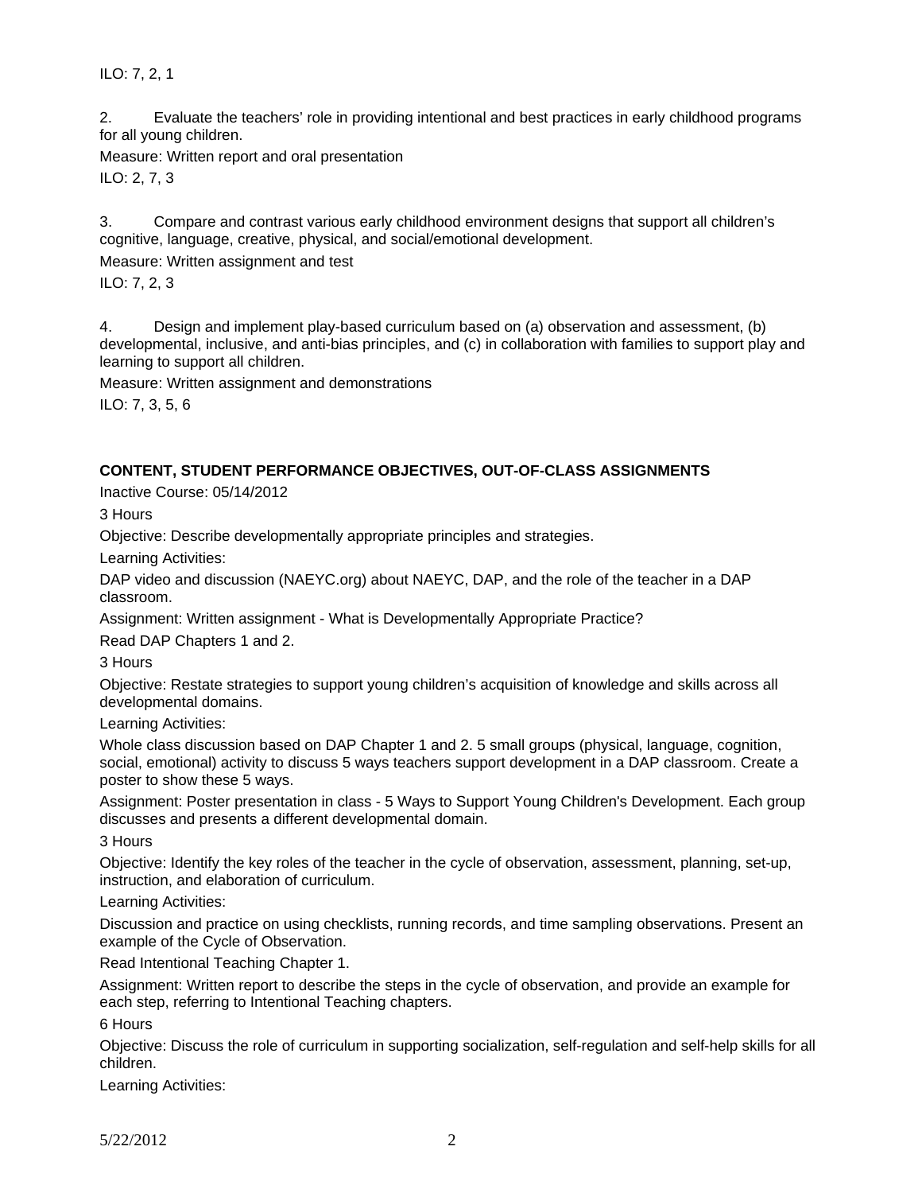ILO: 7, 2, 1

2. Evaluate the teachers' role in providing intentional and best practices in early childhood programs for all young children.

Measure: Written report and oral presentation

ILO: 2, 7, 3

3. Compare and contrast various early childhood environment designs that support all children's cognitive, language, creative, physical, and social/emotional development.

Measure: Written assignment and test

ILO: 7, 2, 3

4. Design and implement play-based curriculum based on (a) observation and assessment, (b) developmental, inclusive, and anti-bias principles, and (c) in collaboration with families to support play and learning to support all children.

Measure: Written assignment and demonstrations

ILO: 7, 3, 5, 6

**CONTENT, STUDENT PERFORMANCE OBJECTIVES, OUT-OF-CLASS ASSIGNMENTS**

Inactive Course: 05/14/2012

3 Hours

Objective: Describe developmentally appropriate principles and strategies.

Learning Activities:

DAP video and discussion (NAEYC.org) about NAEYC, DAP, and the role of the teacher in a DAP classroom.

Assignment: Written assignment - What is Developmentally Appropriate Practice?

Read DAP Chapters 1 and 2.

3 Hours

Objective: Restate strategies to support young children's acquisition of knowledge and skills across all developmental domains.

Learning Activities:

Whole class discussion based on DAP Chapter 1 and 2. 5 small groups (physical, language, cognition, social, emotional) activity to discuss 5 ways teachers support development in a DAP classroom. Create a poster to show these 5 ways.

Assignment: Poster presentation in class - 5 Ways to Support Young Children's Development. Each group discusses and presents a different developmental domain.

3 Hours

Objective: Identify the key roles of the teacher in the cycle of observation, assessment, planning, set-up, instruction, and elaboration of curriculum.

Learning Activities:

Discussion and practice on using checklists, running records, and time sampling observations. Present an example of the Cycle of Observation.

Read Intentional Teaching Chapter 1.

Assignment: Written report to describe the steps in the cycle of observation, and provide an example for each step, referring to Intentional Teaching chapters.

6 Hours

Objective: Discuss the role of curriculum in supporting socialization, self-regulation and self-help skills for all children.

Learning Activities: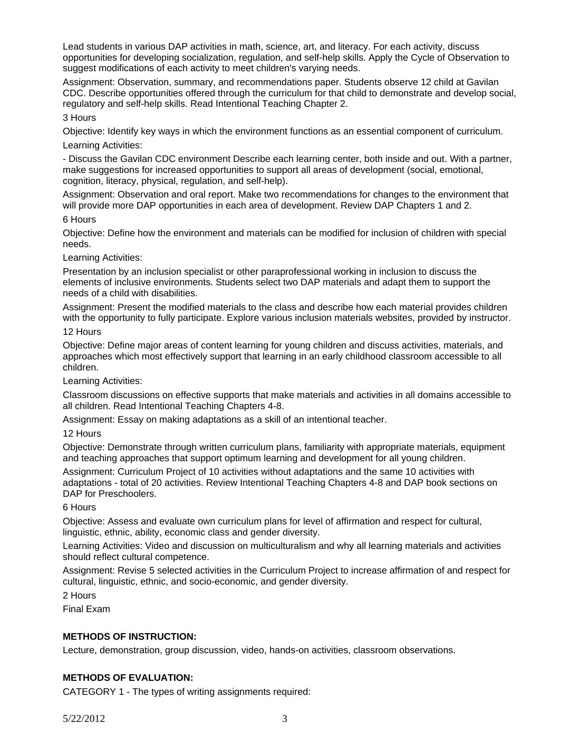Lead students in various DAP activities in math, science, art, and literacy. For each activity, discuss opportunities for developing socialization, regulation, and self-help skills. Apply the Cycle of Observation to suggest modifications of each activity to meet children's varying needs.

Assignment: Observation, summary, and recommendations paper. Students observe 12 child at Gavilan CDC. Describe opportunities offered through the curriculum for that child to demonstrate and develop social, regulatory and self-help skills. Read Intentional Teaching Chapter 2.

3 Hours

Objective: Identify key ways in which the environment functions as an essential component of curriculum.

Learning Activities:

- Discuss the Gavilan CDC environment Describe each learning center, both inside and out. With a partner, make suggestions for increased opportunities to support all areas of development (social, emotional, cognition, literacy, physical, regulation, and self-help).

Assignment: Observation and oral report. Make two recommendations for changes to the environment that will provide more DAP opportunities in each area of development. Review DAP Chapters 1 and 2.

6 Hours

Objective: Define how the environment and materials can be modified for inclusion of children with special needs.

Learning Activities:

Presentation by an inclusion specialist or other paraprofessional working in inclusion to discuss the elements of inclusive environments. Students select two DAP materials and adapt them to support the needs of a child with disabilities.

Assignment: Present the modified materials to the class and describe how each material provides children with the opportunity to fully participate. Explore various inclusion materials websites, provided by instructor.

12 Hours

Objective: Define major areas of content learning for young children and discuss activities, materials, and approaches which most effectively support that learning in an early childhood classroom accessible to all children.

Learning Activities:

Classroom discussions on effective supports that make materials and activities in all domains accessible to all children. Read Intentional Teaching Chapters 4-8.

Assignment: Essay on making adaptations as a skill of an intentional teacher.

12 Hours

Objective: Demonstrate through written curriculum plans, familiarity with appropriate materials, equipment and teaching approaches that support optimum learning and development for all young children.

Assignment: Curriculum Project of 10 activities without adaptations and the same 10 activities with adaptations - total of 20 activities. Review Intentional Teaching Chapters 4-8 and DAP book sections on DAP for Preschoolers.

6 Hours

Objective: Assess and evaluate own curriculum plans for level of affirmation and respect for cultural, linguistic, ethnic, ability, economic class and gender diversity.

Learning Activities: Video and discussion on multiculturalism and why all learning materials and activities should reflect cultural competence.

Assignment: Revise 5 selected activities in the Curriculum Project to increase affirmation of and respect for cultural, linguistic, ethnic, and socio-economic, and gender diversity.

2 Hours

Final Exam

**METHODS OF INSTRUCTION:**

Lecture, demonstration, group discussion, video, hands-on activities, classroom observations.

**METHODS OF EVALUATION:**

CATEGORY 1 - The types of writing assignments required: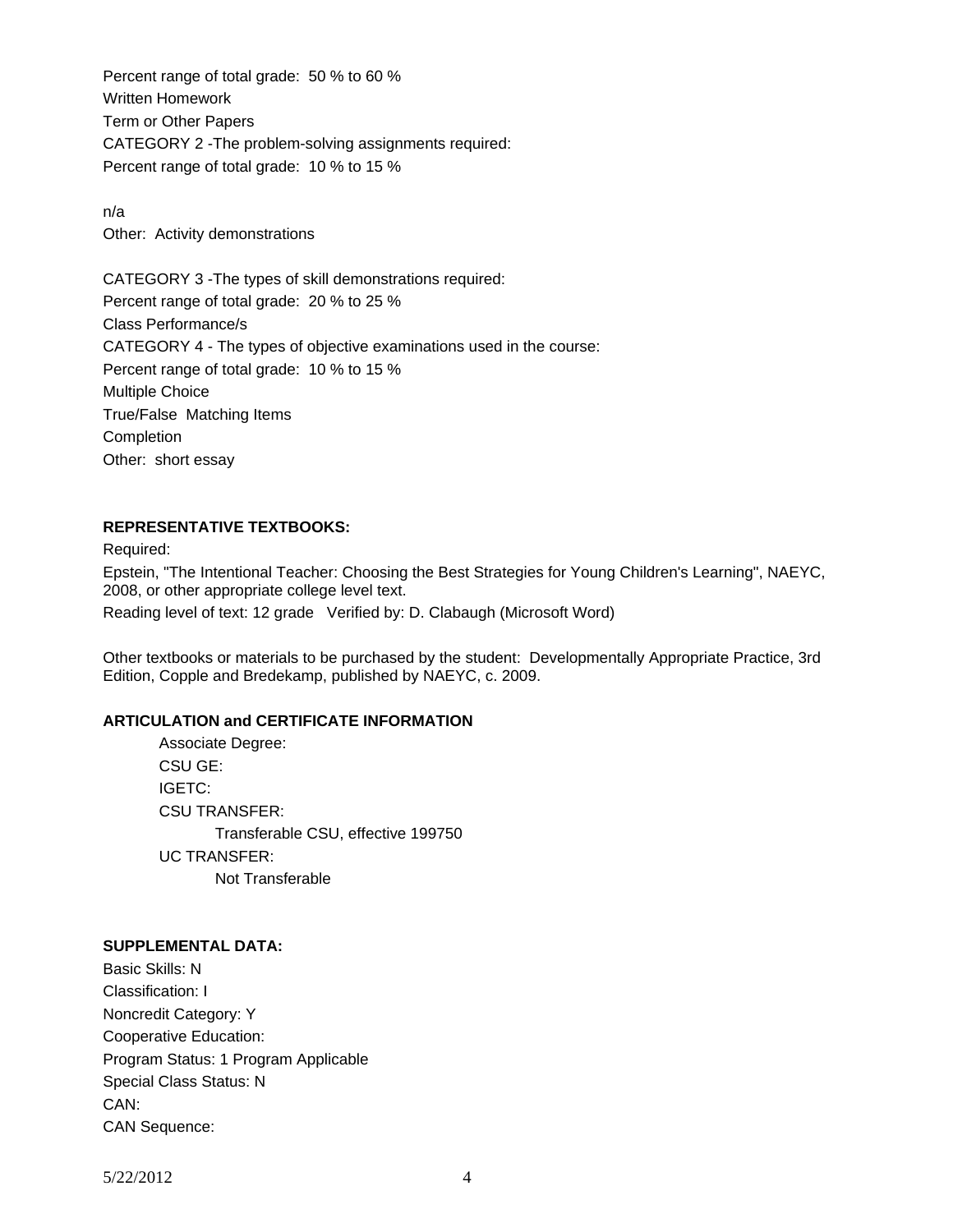Percent range of total grade: 50 % to 60 %

Written Homework

Term or Other Papers

CATEGORY 2 -The problem-solving assignments required:

Percent range of total grade: 10 % to 15 %

n/a

Other: Activity demonstrations

CATEGORY 3 -The types of skill demonstrations required:

Percent range of total grade: 20 % to 25 %

Class Performance/s

CATEGORY 4 - The types of objective examinations used in the course:

Percent range of total grade: 10 % to 15 %

Multiple Choice

True/False Matching Items

Completion

Other: short essay

**REPRESENTATIVE TEXTBOOKS:**

Required:

Epstein, "The Intentional Teacher: Choosing the Best Strategies for Young Children's Learning", NAEYC, 2008, or other appropriate college level text.

Reading level of text: 12 grade Verified by: D. Clabaugh (Microsoft Word)

Other textbooks or materials to be purchased by the student: Developmentally Appropriate Practice, 3rd Edition, Copple and Bredekamp, published by NAEYC, c. 2009.

**ARTICULATION and CERTIFICATE INFORMATION**

Associate Degree:

CSU GE:

IGETC:

CSU TRANSFER:

Transferable CSU, effective 199750

UC TRANSFER:

Not Transferable

**SUPPLEMENTAL DATA:**

Basic Skills: N

Classification: I

Noncredit Category: Y

Cooperative Education:

Program Status: 1 Program Applicable

Special Class Status: N

CAN:

CAN Sequence: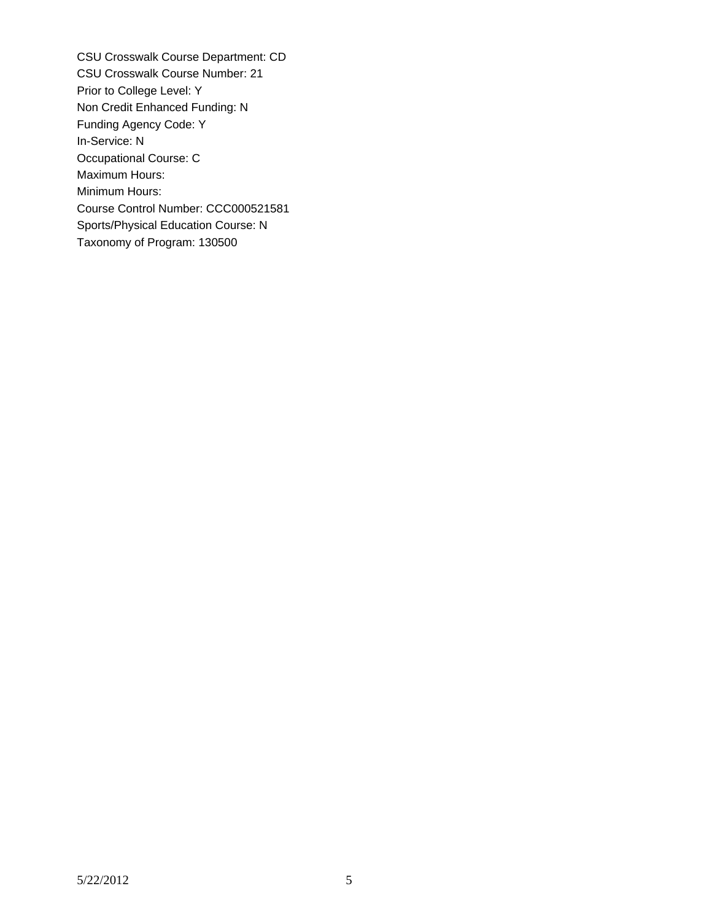CSU Crosswalk Course Department: CD
CSU Crosswalk Course Number: 21
Prior to College Level: Y
Non Credit Enhanced Funding: N
Funding Agency Code: Y
In-Service: N
Occupational Course: C
Maximum Hours:
Minimum Hours:
Course Control Number: CCC000521581
Sports/Physical Education Course: N
Taxonomy of Program: 130500